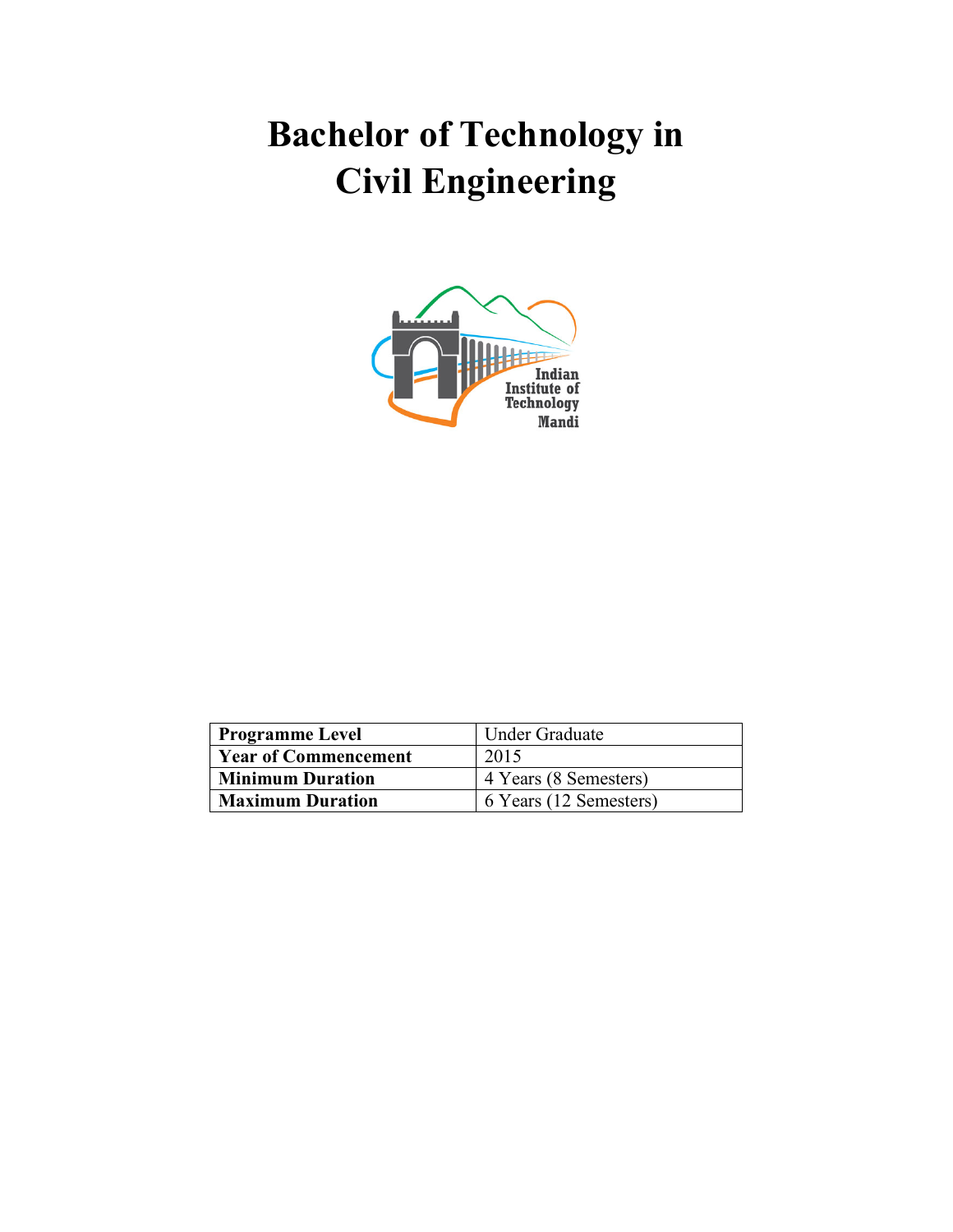# Bachelor of Technology in Civil Engineering

| Programme Level | Under Graduate |
|---|---|
| Year of Commencement | 2015 |
| Minimum Duration | 4 Years (8 Semesters) |
| Maximum Duration | 6 Years (12 Semesters) |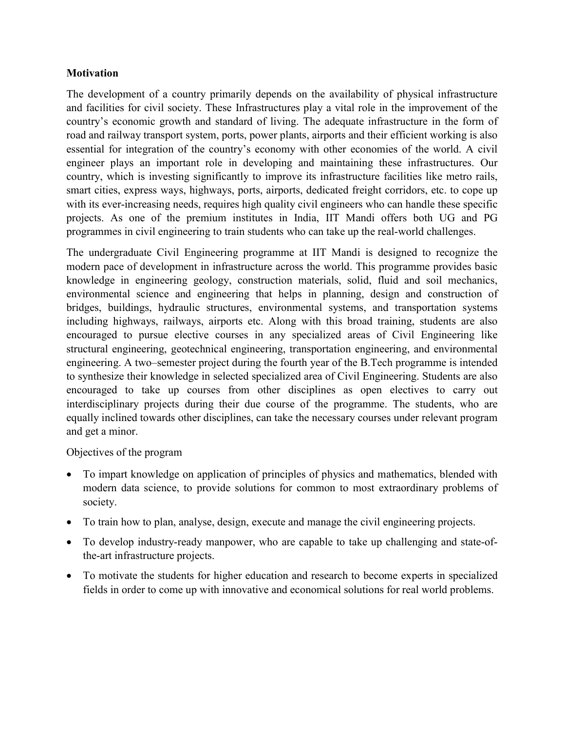**Motivation**

The development of a country primarily depends on the availability of physical infrastructure and facilities for civil society. These Infrastructures play a vital role in the improvement of the country's economic growth and standard of living. The adequate infrastructure in the form of road and railway transport system, ports, power plants, airports and their efficient working is also essential for integration of the country's economy with other economies of the world. A civil engineer plays an important role in developing and maintaining these infrastructures. Our country, which is investing significantly to improve its infrastructure facilities like metro rails, smart cities, express ways, highways, ports, airports, dedicated freight corridors, etc. to cope up with its ever-increasing needs, requires high quality civil engineers who can handle these specific projects. As one of the premium institutes in India, IIT Mandi offers both UG and PG programmes in civil engineering to train students who can take up the real-world challenges.

The undergraduate Civil Engineering programme at IIT Mandi is designed to recognize the modern pace of development in infrastructure across the world. This programme provides basic knowledge in engineering geology, construction materials, solid, fluid and soil mechanics, environmental science and engineering that helps in planning, design and construction of bridges, buildings, hydraulic structures, environmental systems, and transportation systems including highways, railways, airports etc. Along with this broad training, students are also encouraged to pursue elective courses in any specialized areas of Civil Engineering like structural engineering, geotechnical engineering, transportation engineering, and environmental engineering. A two–semester project during the fourth year of the B.Tech programme is intended to synthesize their knowledge in selected specialized area of Civil Engineering. Students are also encouraged to take up courses from other disciplines as open electives to carry out interdisciplinary projects during their due course of the programme. The students, who are equally inclined towards other disciplines, can take the necessary courses under relevant program and get a minor.

Objectives of the program

- To impart knowledge on application of principles of physics and mathematics, blended with modern data science, to provide solutions for common to most extraordinary problems of society.
- To train how to plan, analyse, design, execute and manage the civil engineering projects.
- To develop industry-ready manpower, who are capable to take up challenging and state-of-the-art infrastructure projects.
- To motivate the students for higher education and research to become experts in specialized fields in order to come up with innovative and economical solutions for real world problems.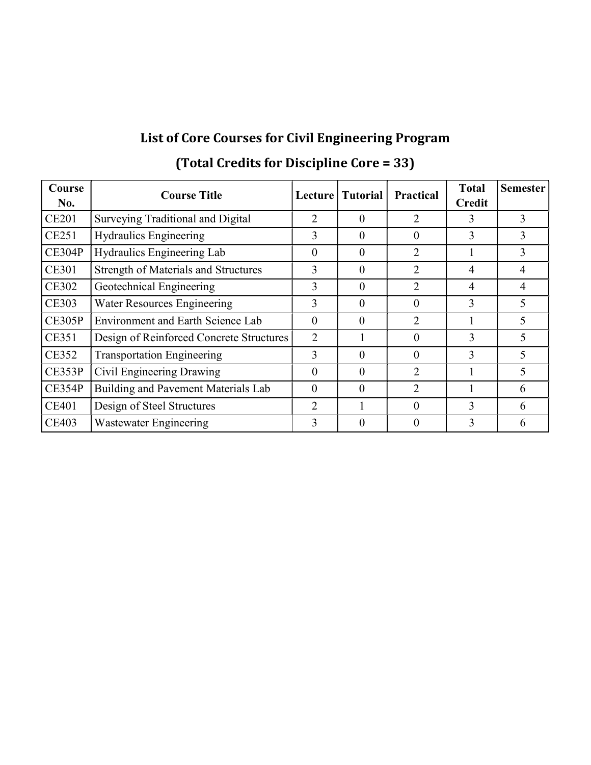## List of Core Courses for Civil Engineering Program

## (Total Credits for Discipline Core = 33)

| Course No. | Course Title | Lecture | Tutorial | Practical | Total Credit | Semester |
|---|---|---|---|---|---|---|
| CE201 | Surveying Traditional and Digital | 2 | 0 | 2 | 3 | 3 |
| CE251 | Hydraulics Engineering | 3 | 0 | 0 | 3 | 3 |
| CE304P | Hydraulics Engineering Lab | 0 | 0 | 2 | 1 | 3 |
| CE301 | Strength of Materials and Structures | 3 | 0 | 2 | 4 | 4 |
| CE302 | Geotechnical Engineering | 3 | 0 | 2 | 4 | 4 |
| CE303 | Water Resources Engineering | 3 | 0 | 0 | 3 | 5 |
| CE305P | Environment and Earth Science Lab | 0 | 0 | 2 | 1 | 5 |
| CE351 | Design of Reinforced Concrete Structures | 2 | 1 | 0 | 3 | 5 |
| CE352 | Transportation Engineering | 3 | 0 | 0 | 3 | 5 |
| CE353P | Civil Engineering Drawing | 0 | 0 | 2 | 1 | 5 |
| CE354P | Building and Pavement Materials Lab | 0 | 0 | 2 | 1 | 6 |
| CE401 | Design of Steel Structures | 2 | 1 | 0 | 3 | 6 |
| CE403 | Wastewater Engineering | 3 | 0 | 0 | 3 | 6 |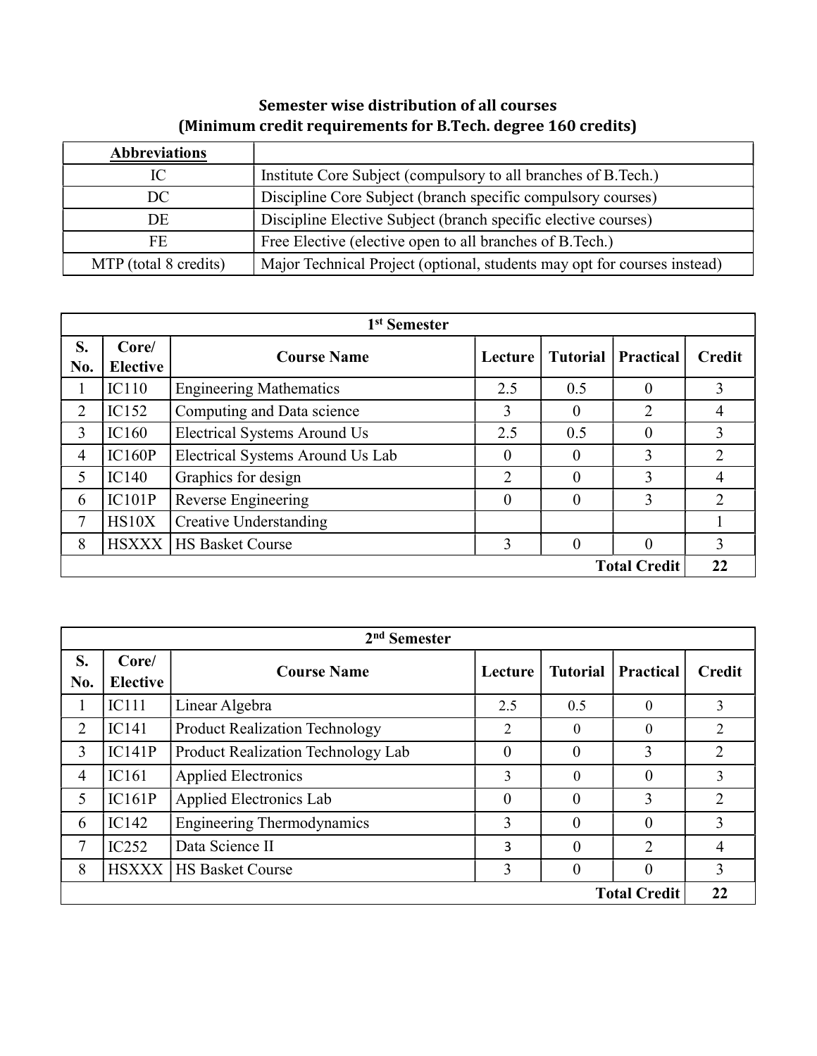## Semester wise distribution of all courses
### (Minimum credit requirements for B.Tech. degree 160 credits)

| **Abbreviations** | |
|---|---|
| IC | Institute Core Subject (compulsory to all branches of B.Tech.) |
| DC | Discipline Core Subject (branch specific compulsory courses) |
| DE | Discipline Elective Subject (branch specific elective courses) |
| FE | Free Elective (elective open to all branches of B.Tech.) |
| MTP (total 8 credits) | Major Technical Project (optional, students may opt for courses instead) |

| **1st Semester** | | | | | | |
|---|---|---|---|---|---|---|
| **S. No.** | **Core/ Elective** | **Course Name** | **Lecture** | **Tutorial** | **Practical** | **Credit** |
| 1 | IC110 | Engineering Mathematics | 2.5 | 0.5 | 0 | 3 |
| 2 | IC152 | Computing and Data science | 3 | 0 | 2 | 4 |
| 3 | IC160 | Electrical Systems Around Us | 2.5 | 0.5 | 0 | 3 |
| 4 | IC160P | Electrical Systems Around Us Lab | 0 | 0 | 3 | 2 |
| 5 | IC140 | Graphics for design | 2 | 0 | 3 | 4 |
| 6 | IC101P | Reverse Engineering | 0 | 0 | 3 | 2 |
| 7 | HS10X | Creative Understanding | | | | 1 |
| 8 | HSXXX | HS Basket Course | 3 | 0 | 0 | 3 |
| | | | | | **Total Credit** | **22** |

| **2nd Semester** | | | | | | |
|---|---|---|---|---|---|---|
| **S. No.** | **Core/ Elective** | **Course Name** | **Lecture** | **Tutorial** | **Practical** | **Credit** |
| 1 | IC111 | Linear Algebra | 2.5 | 0.5 | 0 | 3 |
| 2 | IC141 | Product Realization Technology | 2 | 0 | 0 | 2 |
| 3 | IC141P | Product Realization Technology Lab | 0 | 0 | 3 | 2 |
| 4 | IC161 | Applied Electronics | 3 | 0 | 0 | 3 |
| 5 | IC161P | Applied Electronics Lab | 0 | 0 | 3 | 2 |
| 6 | IC142 | Engineering Thermodynamics | 3 | 0 | 0 | 3 |
| 7 | IC252 | Data Science II | 3 | 0 | 2 | 4 |
| 8 | HSXXX | HS Basket Course | 3 | 0 | 0 | 3 |
| | | | | | **Total Credit** | **22** |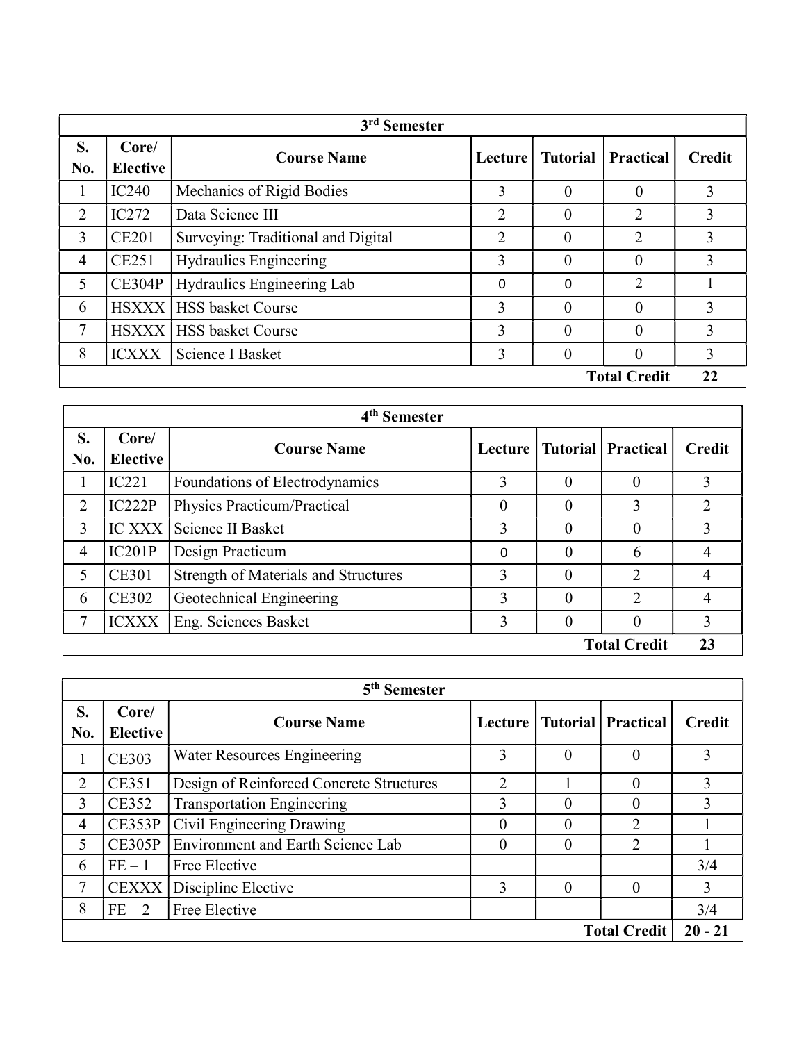| 3rd Semester | | | | | | |
|---|---|---|---|---|---|---|
| **S. No.** | **Core/ Elective** | **Course Name** | **Lecture** | **Tutorial** | **Practical** | **Credit** |
| 1 | IC240 | Mechanics of Rigid Bodies | 3 | 0 | 0 | 3 |
| 2 | IC272 | Data Science III | 2 | 0 | 2 | 3 |
| 3 | CE201 | Surveying: Traditional and Digital | 2 | 0 | 2 | 3 |
| 4 | CE251 | Hydraulics Engineering | 3 | 0 | 0 | 3 |
| 5 | CE304P | Hydraulics Engineering Lab | 0 | 0 | 2 | 1 |
| 6 | HSXXX | HSS basket Course | 3 | 0 | 0 | 3 |
| 7 | HSXXX | HSS basket Course | 3 | 0 | 0 | 3 |
| 8 | ICXXX | Science I Basket | 3 | 0 | 0 | 3 |
| | | | | | **Total Credit** | **22** |

| 4th Semester | | | | | | |
|---|---|---|---|---|---|---|
| **S. No.** | **Core/ Elective** | **Course Name** | **Lecture** | **Tutorial** | **Practical** | **Credit** |
| 1 | IC221 | Foundations of Electrodynamics | 3 | 0 | 0 | 3 |
| 2 | IC222P | Physics Practicum/Practical | 0 | 0 | 3 | 2 |
| 3 | IC XXX | Science II Basket | 3 | 0 | 0 | 3 |
| 4 | IC201P | Design Practicum | 0 | 0 | 6 | 4 |
| 5 | CE301 | Strength of Materials and Structures | 3 | 0 | 2 | 4 |
| 6 | CE302 | Geotechnical Engineering | 3 | 0 | 2 | 4 |
| 7 | ICXXX | Eng. Sciences Basket | 3 | 0 | 0 | 3 |
| | | | | | **Total Credit** | **23** |

| 5th Semester | | | | | | |
|---|---|---|---|---|---|---|
| **S. No.** | **Core/ Elective** | **Course Name** | **Lecture** | **Tutorial** | **Practical** | **Credit** |
| 1 | CE303 | Water Resources Engineering | 3 | 0 | 0 | 3 |
| 2 | CE351 | Design of Reinforced Concrete Structures | 2 | 1 | 0 | 3 |
| 3 | CE352 | Transportation Engineering | 3 | 0 | 0 | 3 |
| 4 | CE353P | Civil Engineering Drawing | 0 | 0 | 2 | 1 |
| 5 | CE305P | Environment and Earth Science Lab | 0 | 0 | 2 | 1 |
| 6 | FE – 1 | Free Elective | | | | 3/4 |
| 7 | CEXXX | Discipline Elective | 3 | 0 | 0 | 3 |
| 8 | FE – 2 | Free Elective | | | | 3/4 |
| | | | | | **Total Credit** | **20 - 21** |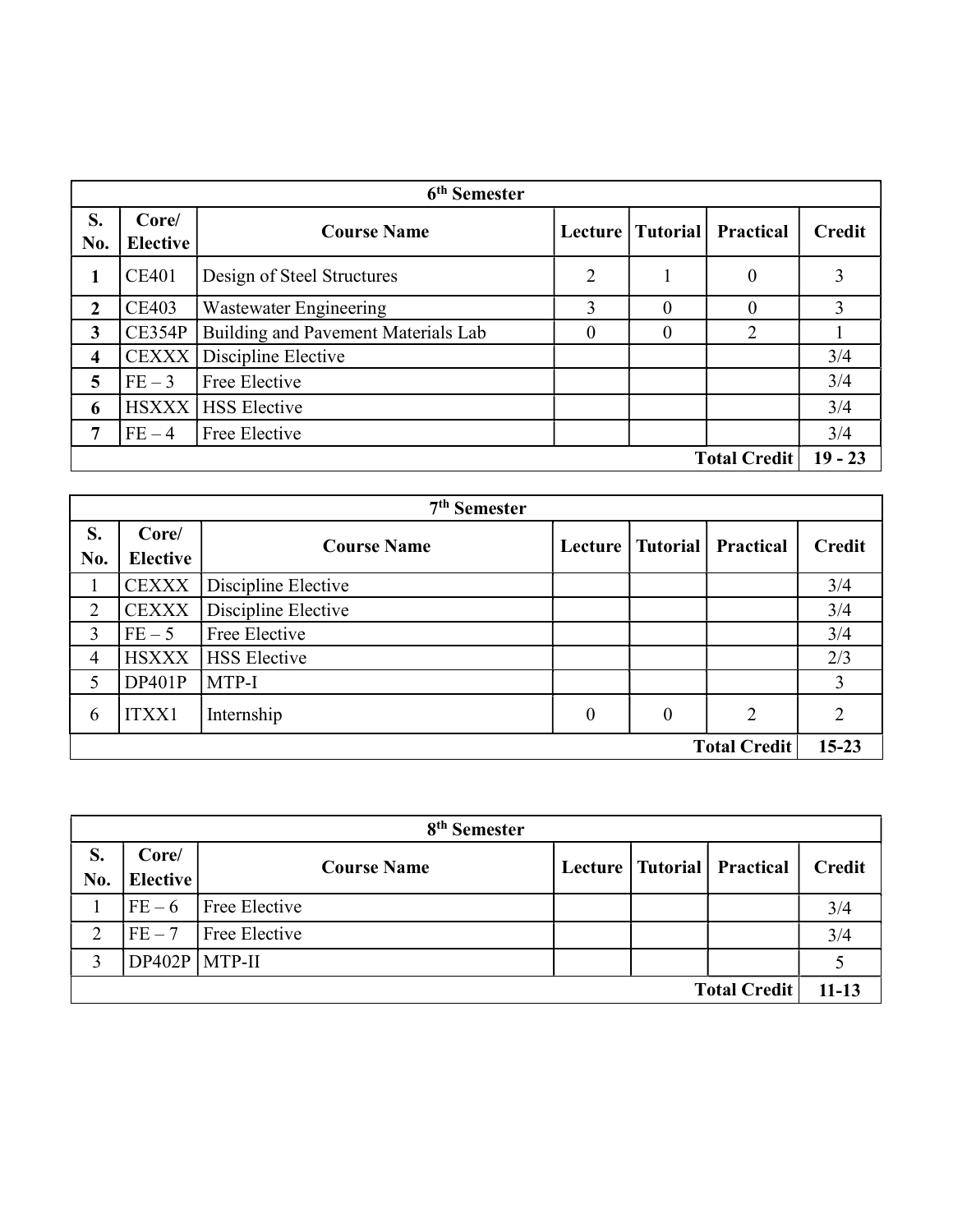| 6th Semester | | | | | | |
|---|---|---|---|---|---|---|
| **S. No.** | **Core/ Elective** | **Course Name** | **Lecture** | **Tutorial** | **Practical** | **Credit** |
| **1** | CE401 | Design of Steel Structures | 2 | 1 | 0 | 3 |
| **2** | CE403 | Wastewater Engineering | 3 | 0 | 0 | 3 |
| **3** | CE354P | Building and Pavement Materials Lab | 0 | 0 | 2 | 1 |
| **4** | CEXXX | Discipline Elective | | | | 3/4 |
| **5** | FE – 3 | Free Elective | | | | 3/4 |
| **6** | HSXXX | HSS Elective | | | | 3/4 |
| **7** | FE – 4 | Free Elective | | | | 3/4 |
| | | | | | **Total Credit** | **19 - 23** |

| 7th Semester | | | | | | |
|---|---|---|---|---|---|---|
| **S. No.** | **Core/ Elective** | **Course Name** | **Lecture** | **Tutorial** | **Practical** | **Credit** |
| 1 | CEXXX | Discipline Elective | | | | 3/4 |
| 2 | CEXXX | Discipline Elective | | | | 3/4 |
| 3 | FE – 5 | Free Elective | | | | 3/4 |
| 4 | HSXXX | HSS Elective | | | | 2/3 |
| 5 | DP401P | MTP-I | | | | 3 |
| 6 | ITXX1 | Internship | 0 | 0 | 2 | 2 |
| | | | | | **Total Credit** | **15-23** |

| 8th Semester | | | | | | |
|---|---|---|---|---|---|---|
| **S. No.** | **Core/ Elective** | **Course Name** | **Lecture** | **Tutorial** | **Practical** | **Credit** |
| 1 | FE – 6 | Free Elective | | | | 3/4 |
| 2 | FE – 7 | Free Elective | | | | 3/4 |
| 3 | DP402P | MTP-II | | | | 5 |
| | | | | | **Total Credit** | **11-13** |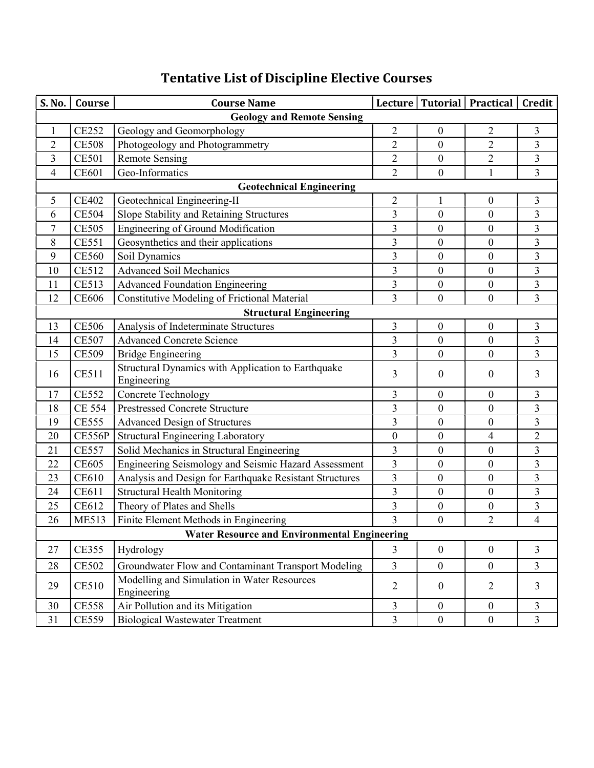# Tentative List of Discipline Elective Courses

| S. No. | Course | Course Name | Lecture | Tutorial | Practical | Credit |
|---|---|---|---|---|---|---|
| **Geology and Remote Sensing** | | | | | | |
| 1 | CE252 | Geology and Geomorphology | 2 | 0 | 2 | 3 |
| 2 | CE508 | Photogeology and Photogrammetry | 2 | 0 | 2 | 3 |
| 3 | CE501 | Remote Sensing | 2 | 0 | 2 | 3 |
| 4 | CE601 | Geo-Informatics | 2 | 0 | 1 | 3 |
| **Geotechnical Engineering** | | | | | | |
| 5 | CE402 | Geotechnical Engineering-II | 2 | 1 | 0 | 3 |
| 6 | CE504 | Slope Stability and Retaining Structures | 3 | 0 | 0 | 3 |
| 7 | CE505 | Engineering of Ground Modification | 3 | 0 | 0 | 3 |
| 8 | CE551 | Geosynthetics and their applications | 3 | 0 | 0 | 3 |
| 9 | CE560 | Soil Dynamics | 3 | 0 | 0 | 3 |
| 10 | CE512 | Advanced Soil Mechanics | 3 | 0 | 0 | 3 |
| 11 | CE513 | Advanced Foundation Engineering | 3 | 0 | 0 | 3 |
| 12 | CE606 | Constitutive Modeling of Frictional Material | 3 | 0 | 0 | 3 |
| **Structural Engineering** | | | | | | |
| 13 | CE506 | Analysis of Indeterminate Structures | 3 | 0 | 0 | 3 |
| 14 | CE507 | Advanced Concrete Science | 3 | 0 | 0 | 3 |
| 15 | CE509 | Bridge Engineering | 3 | 0 | 0 | 3 |
| 16 | CE511 | Structural Dynamics with Application to Earthquake Engineering | 3 | 0 | 0 | 3 |
| 17 | CE552 | Concrete Technology | 3 | 0 | 0 | 3 |
| 18 | CE 554 | Prestressed Concrete Structure | 3 | 0 | 0 | 3 |
| 19 | CE555 | Advanced Design of Structures | 3 | 0 | 0 | 3 |
| 20 | CE556P | Structural Engineering Laboratory | 0 | 0 | 4 | 2 |
| 21 | CE557 | Solid Mechanics in Structural Engineering | 3 | 0 | 0 | 3 |
| 22 | CE605 | Engineering Seismology and Seismic Hazard Assessment | 3 | 0 | 0 | 3 |
| 23 | CE610 | Analysis and Design for Earthquake Resistant Structures | 3 | 0 | 0 | 3 |
| 24 | CE611 | Structural Health Monitoring | 3 | 0 | 0 | 3 |
| 25 | CE612 | Theory of Plates and Shells | 3 | 0 | 0 | 3 |
| 26 | ME513 | Finite Element Methods in Engineering | 3 | 0 | 2 | 4 |
| **Water Resource and Environmental Engineering** | | | | | | |
| 27 | CE355 | Hydrology | 3 | 0 | 0 | 3 |
| 28 | CE502 | Groundwater Flow and Contaminant Transport Modeling | 3 | 0 | 0 | 3 |
| 29 | CE510 | Modelling and Simulation in Water Resources Engineering | 2 | 0 | 2 | 3 |
| 30 | CE558 | Air Pollution and its Mitigation | 3 | 0 | 0 | 3 |
| 31 | CE559 | Biological Wastewater Treatment | 3 | 0 | 0 | 3 |